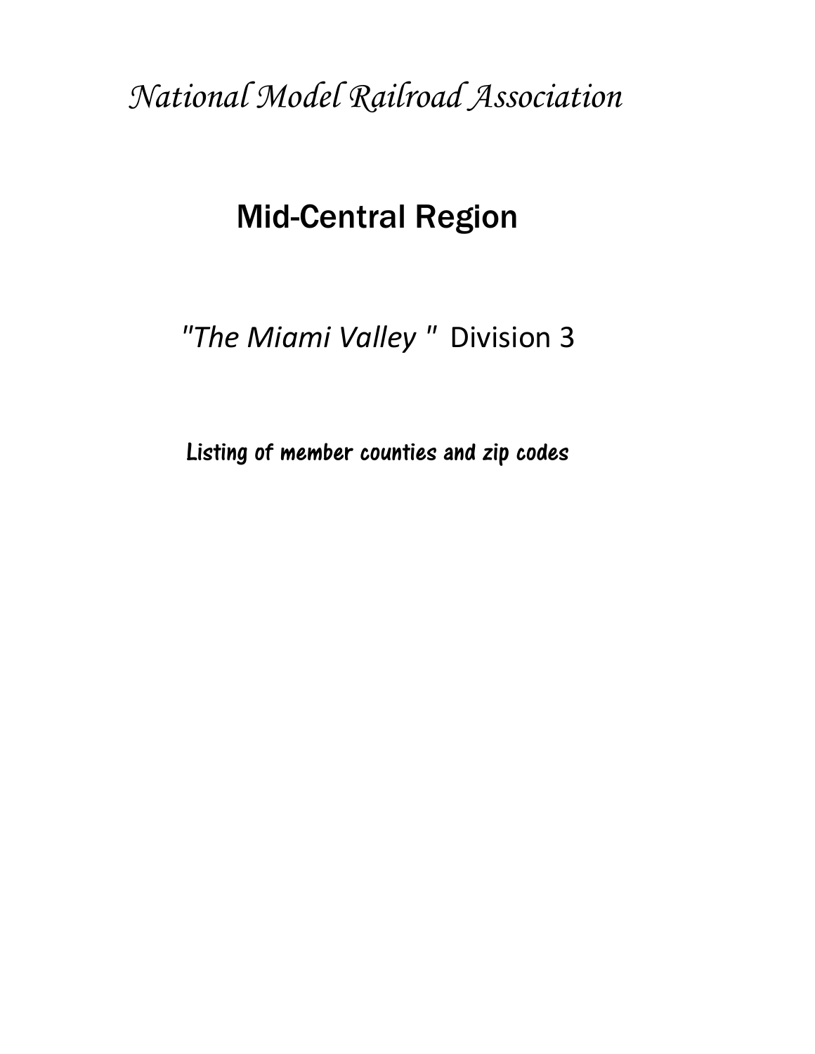# *National Model Railroad Association*

## Mid-Central Region

### *"The Miami Valley "* Division 3

**Listing of member counties and zip codes**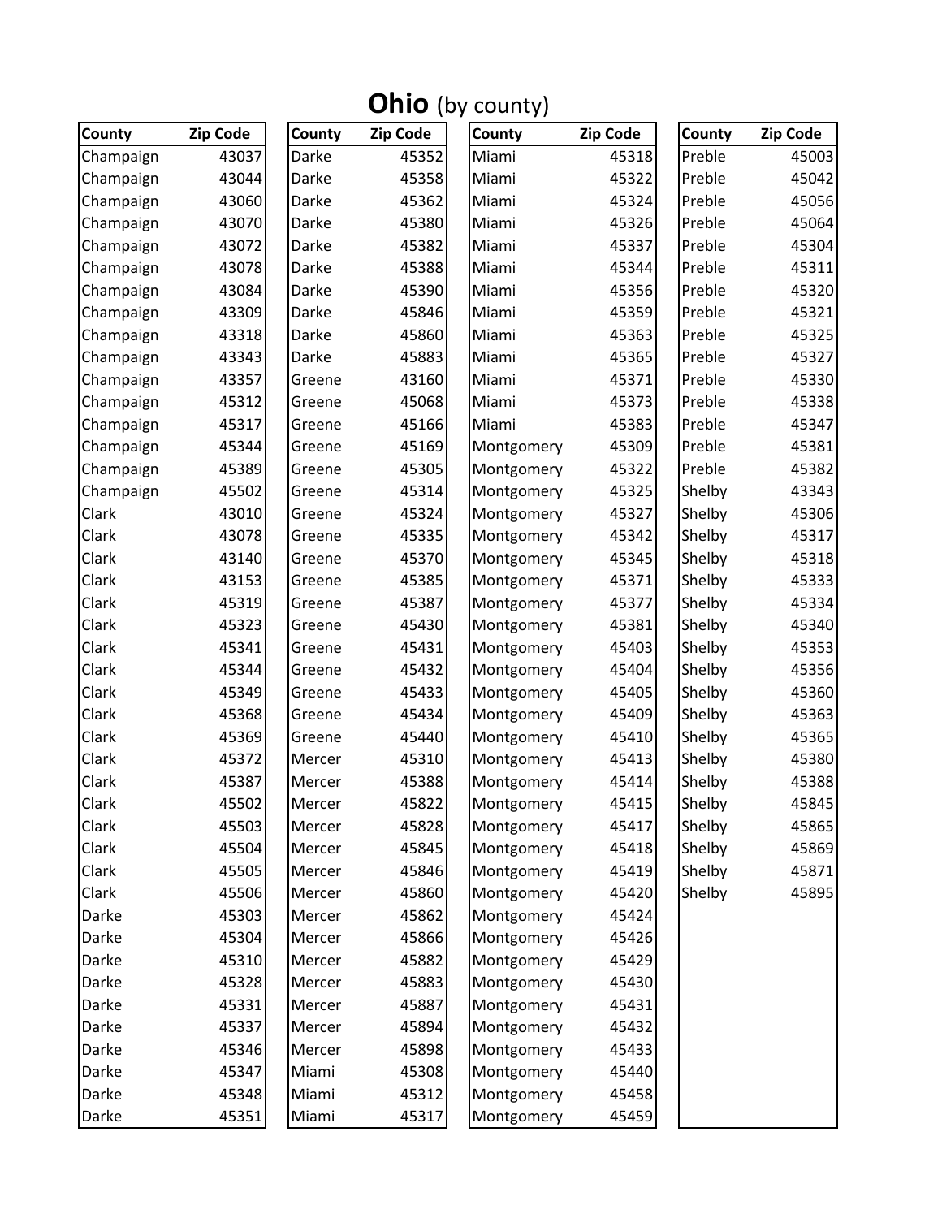# **Ohio** (by county)

| County | Zip Code |
|---|---|
| Champaign | 43037 |
| Champaign | 43044 |
| Champaign | 43060 |
| Champaign | 43070 |
| Champaign | 43072 |
| Champaign | 43078 |
| Champaign | 43084 |
| Champaign | 43309 |
| Champaign | 43318 |
| Champaign | 43343 |
| Champaign | 43357 |
| Champaign | 45312 |
| Champaign | 45317 |
| Champaign | 45344 |
| Champaign | 45389 |
| Champaign | 45502 |
| Clark | 43010 |
| Clark | 43078 |
| Clark | 43140 |
| Clark | 43153 |
| Clark | 45319 |
| Clark | 45323 |
| Clark | 45341 |
| Clark | 45344 |
| Clark | 45349 |
| Clark | 45368 |
| Clark | 45369 |
| Clark | 45372 |
| Clark | 45387 |
| Clark | 45502 |
| Clark | 45503 |
| Clark | 45504 |
| Clark | 45505 |
| Clark | 45506 |
| Darke | 45303 |
| Darke | 45304 |
| Darke | 45310 |
| Darke | 45328 |
| Darke | 45331 |
| Darke | 45337 |
| Darke | 45346 |
| Darke | 45347 |
| Darke | 45348 |
| Darke | 45351 |

| County | Zip Code |
|---|---|
| Darke | 45352 |
| Darke | 45358 |
| Darke | 45362 |
| Darke | 45380 |
| Darke | 45382 |
| Darke | 45388 |
| Darke | 45390 |
| Darke | 45846 |
| Darke | 45860 |
| Darke | 45883 |
| Greene | 43160 |
| Greene | 45068 |
| Greene | 45166 |
| Greene | 45169 |
| Greene | 45305 |
| Greene | 45314 |
| Greene | 45324 |
| Greene | 45335 |
| Greene | 45370 |
| Greene | 45385 |
| Greene | 45387 |
| Greene | 45430 |
| Greene | 45431 |
| Greene | 45432 |
| Greene | 45433 |
| Greene | 45434 |
| Greene | 45440 |
| Mercer | 45310 |
| Mercer | 45388 |
| Mercer | 45822 |
| Mercer | 45828 |
| Mercer | 45845 |
| Mercer | 45846 |
| Mercer | 45860 |
| Mercer | 45862 |
| Mercer | 45866 |
| Mercer | 45882 |
| Mercer | 45883 |
| Mercer | 45887 |
| Mercer | 45894 |
| Mercer | 45898 |
| Miami | 45308 |
| Miami | 45312 |
| Miami | 45317 |

| County | Zip Code |
|---|---|
| Miami | 45318 |
| Miami | 45322 |
| Miami | 45324 |
| Miami | 45326 |
| Miami | 45337 |
| Miami | 45344 |
| Miami | 45356 |
| Miami | 45359 |
| Miami | 45363 |
| Miami | 45365 |
| Miami | 45371 |
| Miami | 45373 |
| Miami | 45383 |
| Montgomery | 45309 |
| Montgomery | 45322 |
| Montgomery | 45325 |
| Montgomery | 45327 |
| Montgomery | 45342 |
| Montgomery | 45345 |
| Montgomery | 45371 |
| Montgomery | 45377 |
| Montgomery | 45381 |
| Montgomery | 45403 |
| Montgomery | 45404 |
| Montgomery | 45405 |
| Montgomery | 45409 |
| Montgomery | 45410 |
| Montgomery | 45413 |
| Montgomery | 45414 |
| Montgomery | 45415 |
| Montgomery | 45417 |
| Montgomery | 45418 |
| Montgomery | 45419 |
| Montgomery | 45420 |
| Montgomery | 45424 |
| Montgomery | 45426 |
| Montgomery | 45429 |
| Montgomery | 45430 |
| Montgomery | 45431 |
| Montgomery | 45432 |
| Montgomery | 45433 |
| Montgomery | 45440 |
| Montgomery | 45458 |
| Montgomery | 45459 |

| County | Zip Code |
|---|---|
| Preble | 45003 |
| Preble | 45042 |
| Preble | 45056 |
| Preble | 45064 |
| Preble | 45304 |
| Preble | 45311 |
| Preble | 45320 |
| Preble | 45321 |
| Preble | 45325 |
| Preble | 45327 |
| Preble | 45330 |
| Preble | 45338 |
| Preble | 45347 |
| Preble | 45381 |
| Preble | 45382 |
| Shelby | 43343 |
| Shelby | 45306 |
| Shelby | 45317 |
| Shelby | 45318 |
| Shelby | 45333 |
| Shelby | 45334 |
| Shelby | 45340 |
| Shelby | 45353 |
| Shelby | 45356 |
| Shelby | 45360 |
| Shelby | 45363 |
| Shelby | 45365 |
| Shelby | 45380 |
| Shelby | 45388 |
| Shelby | 45845 |
| Shelby | 45865 |
| Shelby | 45869 |
| Shelby | 45871 |
| Shelby | 45895 |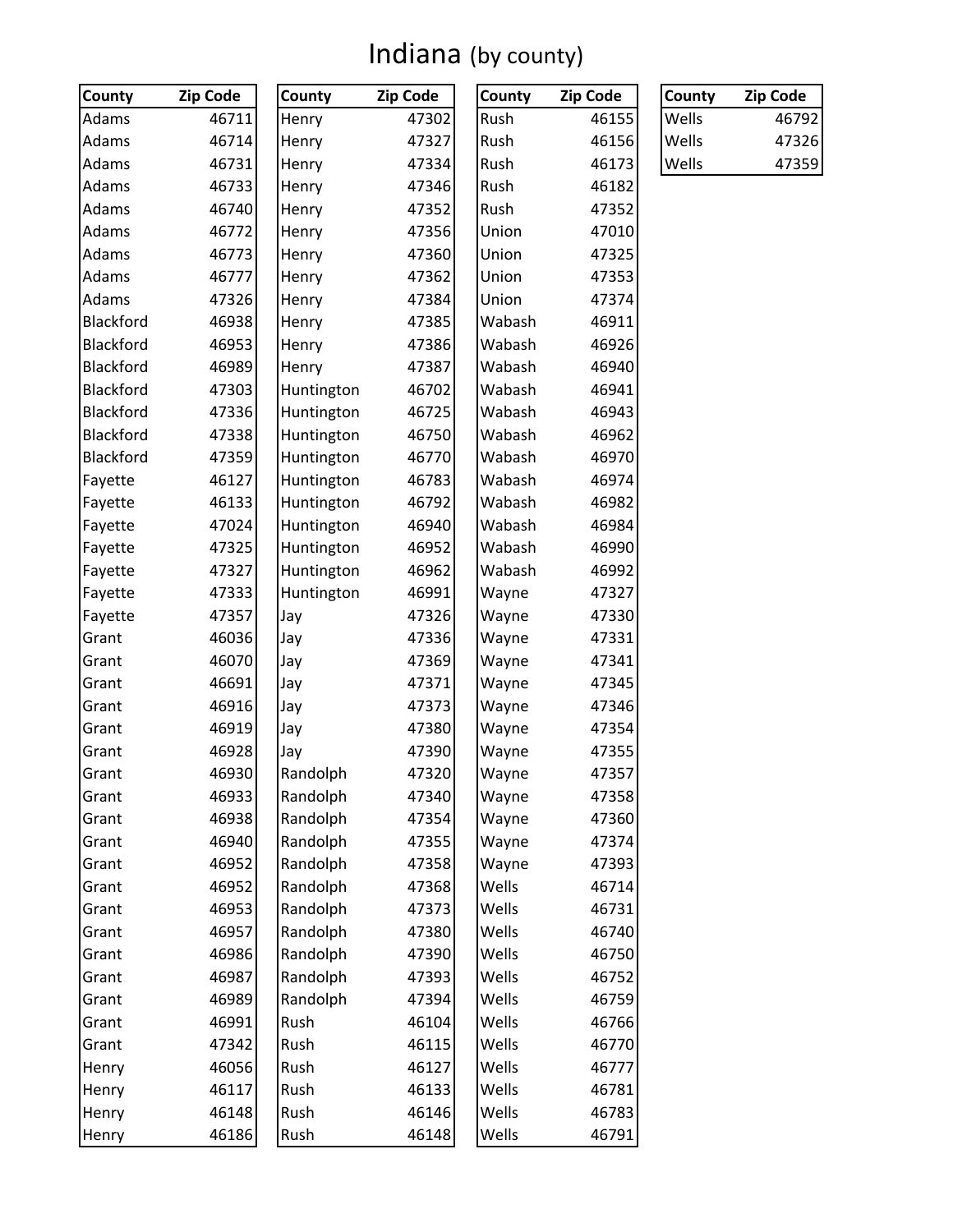# Indiana (by county)

| County | Zip Code |
|---|---|
| Adams | 46711 |
| Adams | 46714 |
| Adams | 46731 |
| Adams | 46733 |
| Adams | 46740 |
| Adams | 46772 |
| Adams | 46773 |
| Adams | 46777 |
| Adams | 47326 |
| Blackford | 46938 |
| Blackford | 46953 |
| Blackford | 46989 |
| Blackford | 47303 |
| Blackford | 47336 |
| Blackford | 47338 |
| Blackford | 47359 |
| Fayette | 46127 |
| Fayette | 46133 |
| Fayette | 47024 |
| Fayette | 47325 |
| Fayette | 47327 |
| Fayette | 47333 |
| Fayette | 47357 |
| Grant | 46036 |
| Grant | 46070 |
| Grant | 46691 |
| Grant | 46916 |
| Grant | 46919 |
| Grant | 46928 |
| Grant | 46930 |
| Grant | 46933 |
| Grant | 46938 |
| Grant | 46940 |
| Grant | 46952 |
| Grant | 46952 |
| Grant | 46953 |
| Grant | 46957 |
| Grant | 46986 |
| Grant | 46987 |
| Grant | 46989 |
| Grant | 46991 |
| Grant | 47342 |
| Henry | 46056 |
| Henry | 46117 |
| Henry | 46148 |
| Henry | 46186 |

| County | Zip Code |
|---|---|
| Henry | 47302 |
| Henry | 47327 |
| Henry | 47334 |
| Henry | 47346 |
| Henry | 47352 |
| Henry | 47356 |
| Henry | 47360 |
| Henry | 47362 |
| Henry | 47384 |
| Henry | 47385 |
| Henry | 47386 |
| Henry | 47387 |
| Huntington | 46702 |
| Huntington | 46725 |
| Huntington | 46750 |
| Huntington | 46770 |
| Huntington | 46783 |
| Huntington | 46792 |
| Huntington | 46940 |
| Huntington | 46952 |
| Huntington | 46962 |
| Huntington | 46991 |
| Jay | 47326 |
| Jay | 47336 |
| Jay | 47369 |
| Jay | 47371 |
| Jay | 47373 |
| Jay | 47380 |
| Jay | 47390 |
| Randolph | 47320 |
| Randolph | 47340 |
| Randolph | 47354 |
| Randolph | 47355 |
| Randolph | 47358 |
| Randolph | 47368 |
| Randolph | 47373 |
| Randolph | 47380 |
| Randolph | 47390 |
| Randolph | 47393 |
| Randolph | 47394 |
| Rush | 46104 |
| Rush | 46115 |
| Rush | 46127 |
| Rush | 46133 |
| Rush | 46146 |
| Rush | 46148 |

| County | Zip Code |
|---|---|
| Rush | 46155 |
| Rush | 46156 |
| Rush | 46173 |
| Rush | 46182 |
| Rush | 47352 |
| Union | 47010 |
| Union | 47325 |
| Union | 47353 |
| Union | 47374 |
| Wabash | 46911 |
| Wabash | 46926 |
| Wabash | 46940 |
| Wabash | 46941 |
| Wabash | 46943 |
| Wabash | 46962 |
| Wabash | 46970 |
| Wabash | 46974 |
| Wabash | 46982 |
| Wabash | 46984 |
| Wabash | 46990 |
| Wabash | 46992 |
| Wayne | 47327 |
| Wayne | 47330 |
| Wayne | 47331 |
| Wayne | 47341 |
| Wayne | 47345 |
| Wayne | 47346 |
| Wayne | 47354 |
| Wayne | 47355 |
| Wayne | 47357 |
| Wayne | 47358 |
| Wayne | 47360 |
| Wayne | 47374 |
| Wayne | 47393 |
| Wells | 46714 |
| Wells | 46731 |
| Wells | 46740 |
| Wells | 46750 |
| Wells | 46752 |
| Wells | 46759 |
| Wells | 46766 |
| Wells | 46770 |
| Wells | 46777 |
| Wells | 46781 |
| Wells | 46783 |
| Wells | 46791 |

| County | Zip Code |
|---|---|
| Wells | 46792 |
| Wells | 47326 |
| Wells | 47359 |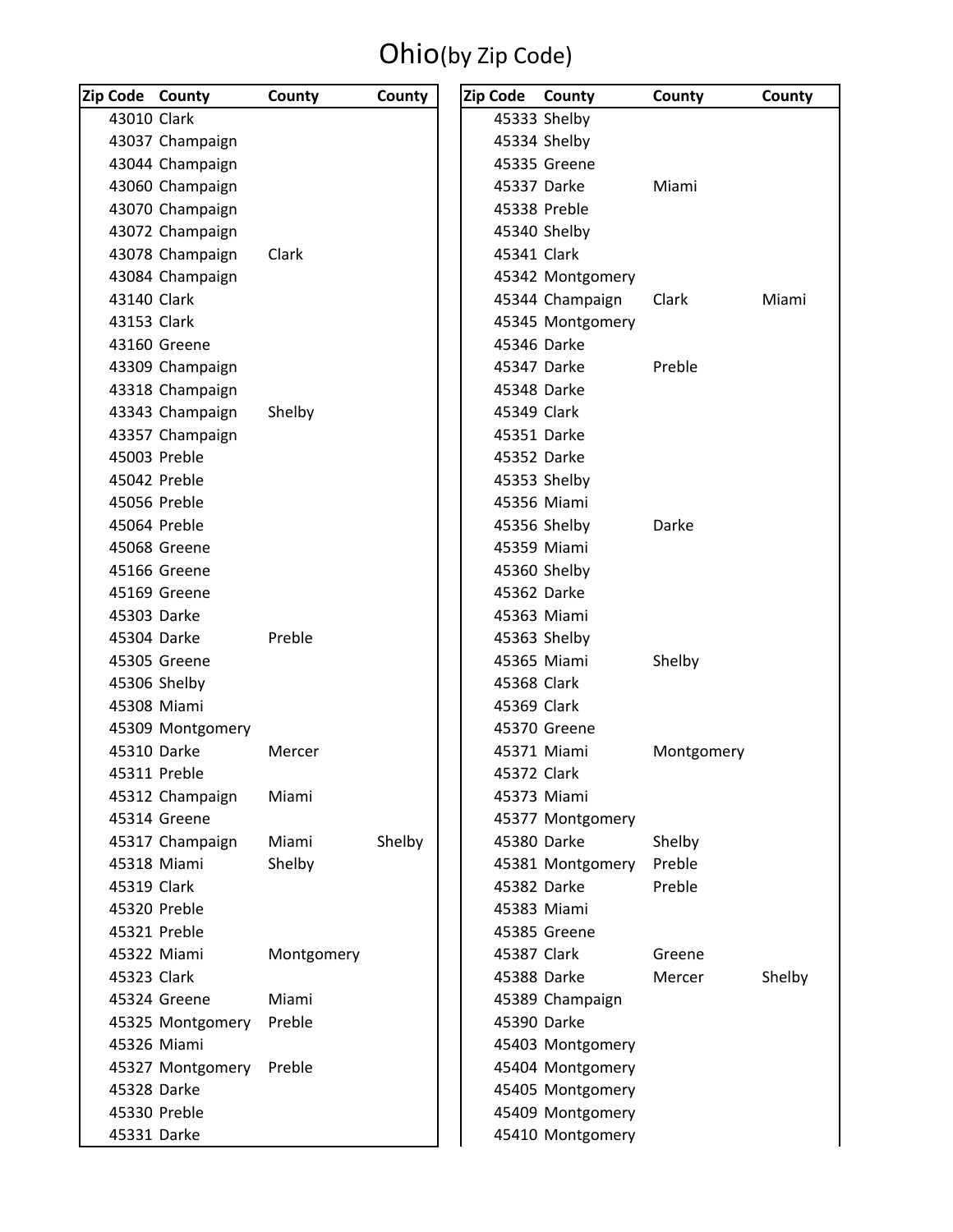# Ohio(by Zip Code)

| Zip Code | County | County | County |
|---|---|---|---|
| 43010 | Clark | | |
| 43037 | Champaign | | |
| 43044 | Champaign | | |
| 43060 | Champaign | | |
| 43070 | Champaign | | |
| 43072 | Champaign | | |
| 43078 | Champaign | Clark | |
| 43084 | Champaign | | |
| 43140 | Clark | | |
| 43153 | Clark | | |
| 43160 | Greene | | |
| 43309 | Champaign | | |
| 43318 | Champaign | | |
| 43343 | Champaign | Shelby | |
| 43357 | Champaign | | |
| 45003 | Preble | | |
| 45042 | Preble | | |
| 45056 | Preble | | |
| 45064 | Preble | | |
| 45068 | Greene | | |
| 45166 | Greene | | |
| 45169 | Greene | | |
| 45303 | Darke | | |
| 45304 | Darke | Preble | |
| 45305 | Greene | | |
| 45306 | Shelby | | |
| 45308 | Miami | | |
| 45309 | Montgomery | | |
| 45310 | Darke | Mercer | |
| 45311 | Preble | | |
| 45312 | Champaign | Miami | |
| 45314 | Greene | | |
| 45317 | Champaign | Miami | Shelby |
| 45318 | Miami | Shelby | |
| 45319 | Clark | | |
| 45320 | Preble | | |
| 45321 | Preble | | |
| 45322 | Miami | Montgomery | |
| 45323 | Clark | | |
| 45324 | Greene | Miami | |
| 45325 | Montgomery | Preble | |
| 45326 | Miami | | |
| 45327 | Montgomery | Preble | |
| 45328 | Darke | | |
| 45330 | Preble | | |
| 45331 | Darke | | |
| 45333 | Shelby | | |
| 45334 | Shelby | | |
| 45335 | Greene | | |
| 45337 | Darke | Miami | |
| 45338 | Preble | | |
| 45340 | Shelby | | |
| 45341 | Clark | | |
| 45342 | Montgomery | | |
| 45344 | Champaign | Clark | Miami |
| 45345 | Montgomery | | |
| 45346 | Darke | | |
| 45347 | Darke | Preble | |
| 45348 | Darke | | |
| 45349 | Clark | | |
| 45351 | Darke | | |
| 45352 | Darke | | |
| 45353 | Shelby | | |
| 45356 | Miami | | |
| 45356 | Shelby | Darke | |
| 45359 | Miami | | |
| 45360 | Shelby | | |
| 45362 | Darke | | |
| 45363 | Miami | | |
| 45363 | Shelby | | |
| 45365 | Miami | Shelby | |
| 45368 | Clark | | |
| 45369 | Clark | | |
| 45370 | Greene | | |
| 45371 | Miami | Montgomery | |
| 45372 | Clark | | |
| 45373 | Miami | | |
| 45377 | Montgomery | | |
| 45380 | Darke | Shelby | |
| 45381 | Montgomery | Preble | |
| 45382 | Darke | Preble | |
| 45383 | Miami | | |
| 45385 | Greene | | |
| 45387 | Clark | Greene | |
| 45388 | Darke | Mercer | Shelby |
| 45389 | Champaign | | |
| 45390 | Darke | | |
| 45403 | Montgomery | | |
| 45404 | Montgomery | | |
| 45405 | Montgomery | | |
| 45409 | Montgomery | | |
| 45410 | Montgomery | | |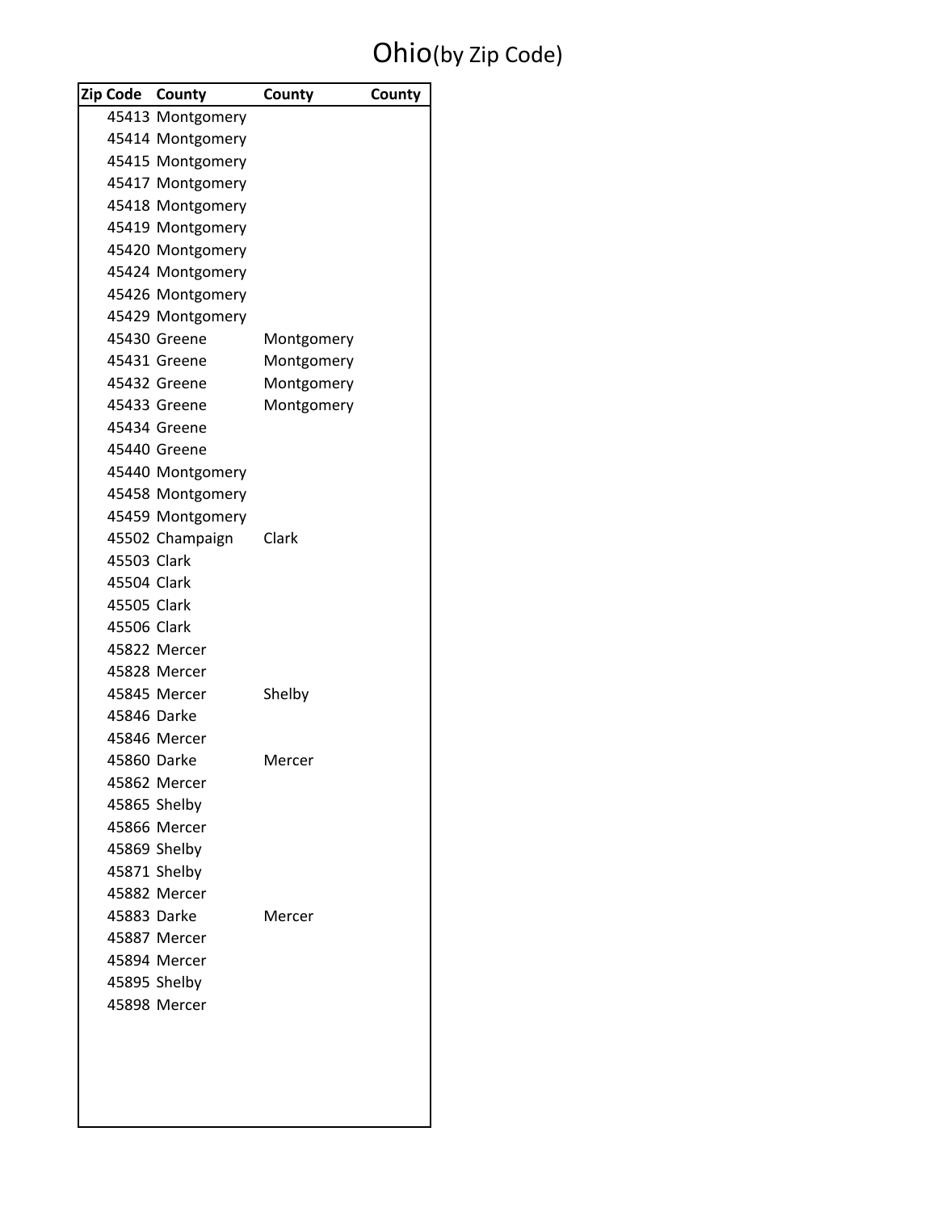# Ohio(by Zip Code)

| Zip Code | County | County | County |
|---|---|---|---|
| 45413 | Montgomery | | |
| 45414 | Montgomery | | |
| 45415 | Montgomery | | |
| 45417 | Montgomery | | |
| 45418 | Montgomery | | |
| 45419 | Montgomery | | |
| 45420 | Montgomery | | |
| 45424 | Montgomery | | |
| 45426 | Montgomery | | |
| 45429 | Montgomery | | |
| 45430 | Greene | Montgomery | |
| 45431 | Greene | Montgomery | |
| 45432 | Greene | Montgomery | |
| 45433 | Greene | Montgomery | |
| 45434 | Greene | | |
| 45440 | Greene | | |
| 45440 | Montgomery | | |
| 45458 | Montgomery | | |
| 45459 | Montgomery | | |
| 45502 | Champaign | Clark | |
| 45503 | Clark | | |
| 45504 | Clark | | |
| 45505 | Clark | | |
| 45506 | Clark | | |
| 45822 | Mercer | | |
| 45828 | Mercer | | |
| 45845 | Mercer | Shelby | |
| 45846 | Darke | | |
| 45846 | Mercer | | |
| 45860 | Darke | Mercer | |
| 45862 | Mercer | | |
| 45865 | Shelby | | |
| 45866 | Mercer | | |
| 45869 | Shelby | | |
| 45871 | Shelby | | |
| 45882 | Mercer | | |
| 45883 | Darke | Mercer | |
| 45887 | Mercer | | |
| 45894 | Mercer | | |
| 45895 | Shelby | | |
| 45898 | Mercer | | |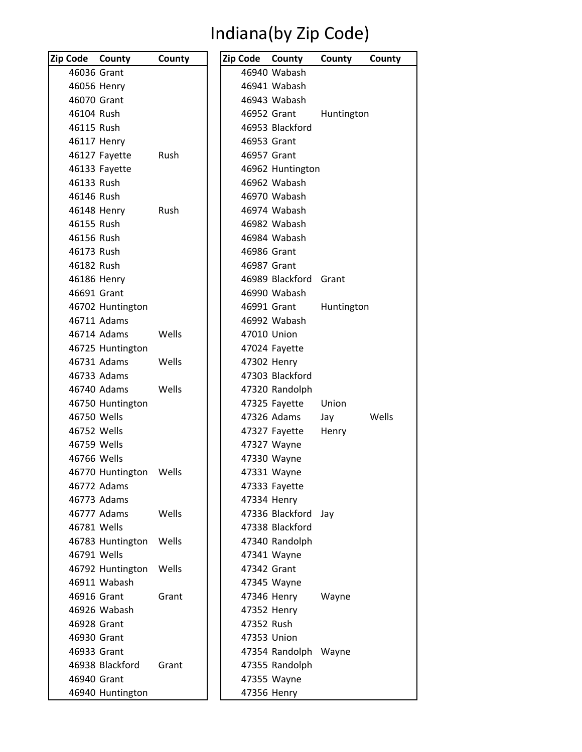# Indiana(by Zip Code)

| Zip Code | County | County |
|---|---|---|
| 46036 | Grant | |
| 46056 | Henry | |
| 46070 | Grant | |
| 46104 | Rush | |
| 46115 | Rush | |
| 46117 | Henry | |
| 46127 | Fayette | Rush |
| 46133 | Fayette | |
| 46133 | Rush | |
| 46146 | Rush | |
| 46148 | Henry | Rush |
| 46155 | Rush | |
| 46156 | Rush | |
| 46173 | Rush | |
| 46182 | Rush | |
| 46186 | Henry | |
| 46691 | Grant | |
| 46702 | Huntington | |
| 46711 | Adams | |
| 46714 | Adams | Wells |
| 46725 | Huntington | |
| 46731 | Adams | Wells |
| 46733 | Adams | |
| 46740 | Adams | Wells |
| 46750 | Huntington | |
| 46750 | Wells | |
| 46752 | Wells | |
| 46759 | Wells | |
| 46766 | Wells | |
| 46770 | Huntington | Wells |
| 46772 | Adams | |
| 46773 | Adams | |
| 46777 | Adams | Wells |
| 46781 | Wells | |
| 46783 | Huntington | Wells |
| 46791 | Wells | |
| 46792 | Huntington | Wells |
| 46911 | Wabash | |
| 46916 | Grant | Grant |
| 46926 | Wabash | |
| 46928 | Grant | |
| 46930 | Grant | |
| 46933 | Grant | |
| 46938 | Blackford | Grant |
| 46940 | Grant | |
| 46940 | Huntington | |

| Zip Code | County | County | County |
|---|---|---|---|
| 46940 | Wabash | | |
| 46941 | Wabash | | |
| 46943 | Wabash | | |
| 46952 | Grant | Huntington | |
| 46953 | Blackford | | |
| 46953 | Grant | | |
| 46957 | Grant | | |
| 46962 | Huntington | | |
| 46962 | Wabash | | |
| 46970 | Wabash | | |
| 46974 | Wabash | | |
| 46982 | Wabash | | |
| 46984 | Wabash | | |
| 46986 | Grant | | |
| 46987 | Grant | | |
| 46989 | Blackford | Grant | |
| 46990 | Wabash | | |
| 46991 | Grant | Huntington | |
| 46992 | Wabash | | |
| 47010 | Union | | |
| 47024 | Fayette | | |
| 47302 | Henry | | |
| 47303 | Blackford | | |
| 47320 | Randolph | | |
| 47325 | Fayette | Union | |
| 47326 | Adams | Jay | Wells |
| 47327 | Fayette | Henry | |
| 47327 | Wayne | | |
| 47330 | Wayne | | |
| 47331 | Wayne | | |
| 47333 | Fayette | | |
| 47334 | Henry | | |
| 47336 | Blackford | Jay | |
| 47338 | Blackford | | |
| 47340 | Randolph | | |
| 47341 | Wayne | | |
| 47342 | Grant | | |
| 47345 | Wayne | | |
| 47346 | Henry | Wayne | |
| 47352 | Henry | | |
| 47352 | Rush | | |
| 47353 | Union | | |
| 47354 | Randolph | Wayne | |
| 47355 | Randolph | | |
| 47355 | Wayne | | |
| 47356 | Henry | | |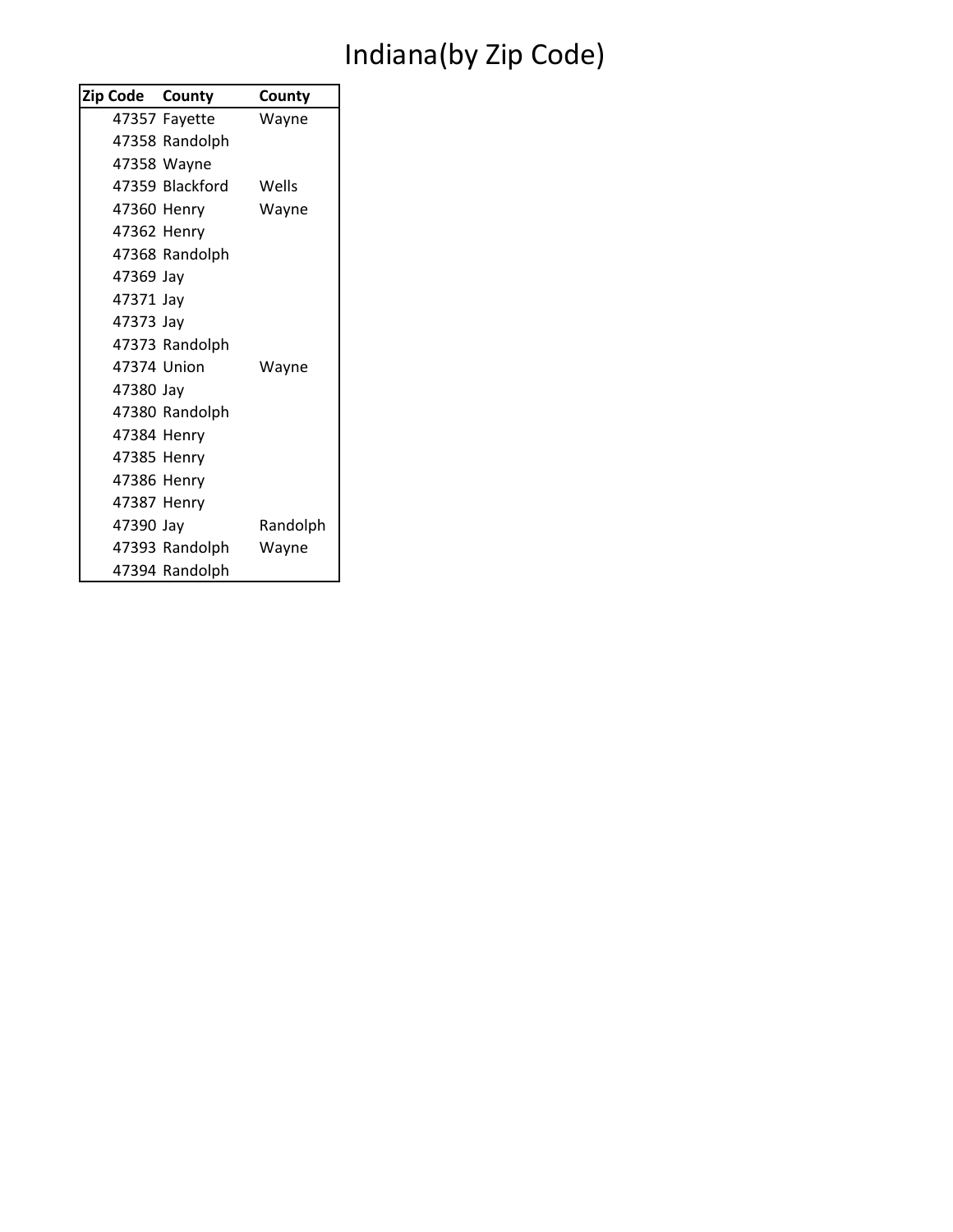# Indiana(by Zip Code)

| Zip Code | County | County |
|---|---|---|
| 47357 | Fayette | Wayne |
| 47358 | Randolph | |
| 47358 | Wayne | |
| 47359 | Blackford | Wells |
| 47360 | Henry | Wayne |
| 47362 | Henry | |
| 47368 | Randolph | |
| 47369 | Jay | |
| 47371 | Jay | |
| 47373 | Jay | |
| 47373 | Randolph | |
| 47374 | Union | Wayne |
| 47380 | Jay | |
| 47380 | Randolph | |
| 47384 | Henry | |
| 47385 | Henry | |
| 47386 | Henry | |
| 47387 | Henry | |
| 47390 | Jay | Randolph |
| 47393 | Randolph | Wayne |
| 47394 | Randolph | |